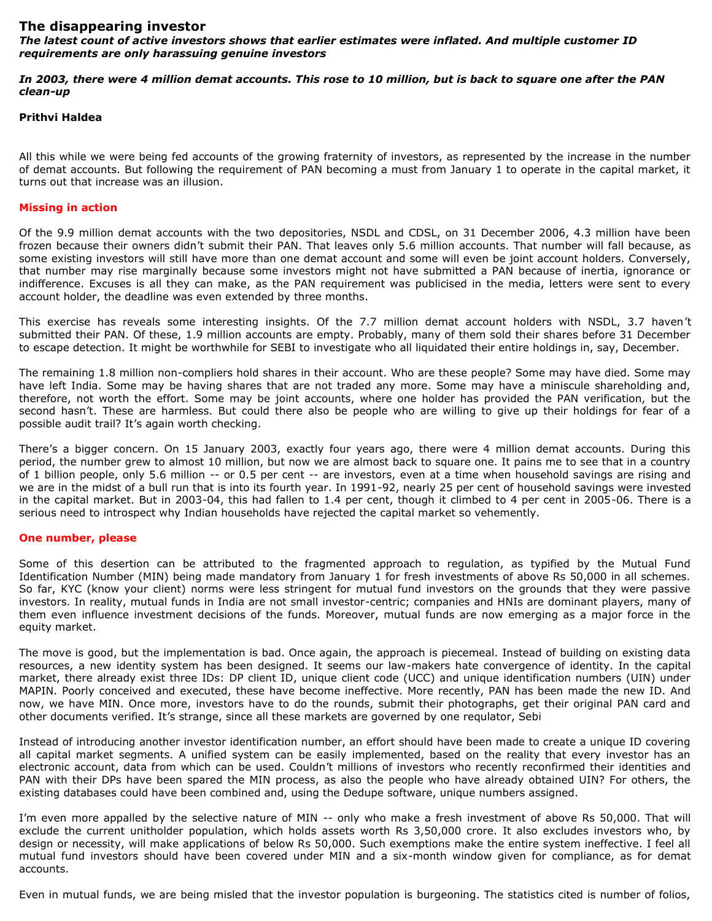# The disappearing investor

***The latest count of active investors shows that earlier estimates were inflated. And multiple customer ID requirements are only harassuing genuine investors***

***In 2003, there were 4 million demat accounts. This rose to 10 million, but is back to square one after the PAN clean-up***

**Prithvi Haldea**

All this while we were being fed accounts of the growing fraternity of investors, as represented by the increase in the number of demat accounts. But following the requirement of PAN becoming a must from January 1 to operate in the capital market, it turns out that increase was an illusion.

## Missing in action

Of the 9.9 million demat accounts with the two depositories, NSDL and CDSL, on 31 December 2006, 4.3 million have been frozen because their owners didn't submit their PAN. That leaves only 5.6 million accounts. That number will fall because, as some existing investors will still have more than one demat account and some will even be joint account holders. Conversely, that number may rise marginally because some investors might not have submitted a PAN because of inertia, ignorance or indifference. Excuses is all they can make, as the PAN requirement was publicised in the media, letters were sent to every account holder, the deadline was even extended by three months.

This exercise has reveals some interesting insights. Of the 7.7 million demat account holders with NSDL, 3.7 haven't submitted their PAN. Of these, 1.9 million accounts are empty. Probably, many of them sold their shares before 31 December to escape detection. It might be worthwhile for SEBI to investigate who all liquidated their entire holdings in, say, December.

The remaining 1.8 million non-compliers hold shares in their account. Who are these people? Some may have died. Some may have left India. Some may be having shares that are not traded any more. Some may have a miniscule shareholding and, therefore, not worth the effort. Some may be joint accounts, where one holder has provided the PAN verification, but the second hasn't. These are harmless. But could there also be people who are willing to give up their holdings for fear of a possible audit trail? It's again worth checking.

There's a bigger concern. On 15 January 2003, exactly four years ago, there were 4 million demat accounts. During this period, the number grew to almost 10 million, but now we are almost back to square one. It pains me to see that in a country of 1 billion people, only 5.6 million -- or 0.5 per cent -- are investors, even at a time when household savings are rising and we are in the midst of a bull run that is into its fourth year. In 1991-92, nearly 25 per cent of household savings were invested in the capital market. But in 2003-04, this had fallen to 1.4 per cent, though it climbed to 4 per cent in 2005-06. There is a serious need to introspect why Indian households have rejected the capital market so vehemently.

## One number, please

Some of this desertion can be attributed to the fragmented approach to regulation, as typified by the Mutual Fund Identification Number (MIN) being made mandatory from January 1 for fresh investments of above Rs 50,000 in all schemes. So far, KYC (know your client) norms were less stringent for mutual fund investors on the grounds that they were passive investors. In reality, mutual funds in India are not small investor-centric; companies and HNIs are dominant players, many of them even influence investment decisions of the funds. Moreover, mutual funds are now emerging as a major force in the equity market.

The move is good, but the implementation is bad. Once again, the approach is piecemeal. Instead of building on existing data resources, a new identity system has been designed. It seems our law-makers hate convergence of identity. In the capital market, there already exist three IDs: DP client ID, unique client code (UCC) and unique identification numbers (UIN) under MAPIN. Poorly conceived and executed, these have become ineffective. More recently, PAN has been made the new ID. And now, we have MIN. Once more, investors have to do the rounds, submit their photographs, get their original PAN card and other documents verified. It's strange, since all these markets are governed by one regulator, Sebi

Instead of introducing another investor identification number, an effort should have been made to create a unique ID covering all capital market segments. A unified system can be easily implemented, based on the reality that every investor has an electronic account, data from which can be used. Couldn't millions of investors who recently reconfirmed their identities and PAN with their DPs have been spared the MIN process, as also the people who have already obtained UIN? For others, the existing databases could have been combined and, using the Dedupe software, unique numbers assigned.

I'm even more appalled by the selective nature of MIN -- only who make a fresh investment of above Rs 50,000. That will exclude the current unitholder population, which holds assets worth Rs 3,50,000 crore. It also excludes investors who, by design or necessity, will make applications of below Rs 50,000. Such exemptions make the entire system ineffective. I feel all mutual fund investors should have been covered under MIN and a six-month window given for compliance, as for demat accounts.

Even in mutual funds, we are being misled that the investor population is burgeoning. The statistics cited is number of folios,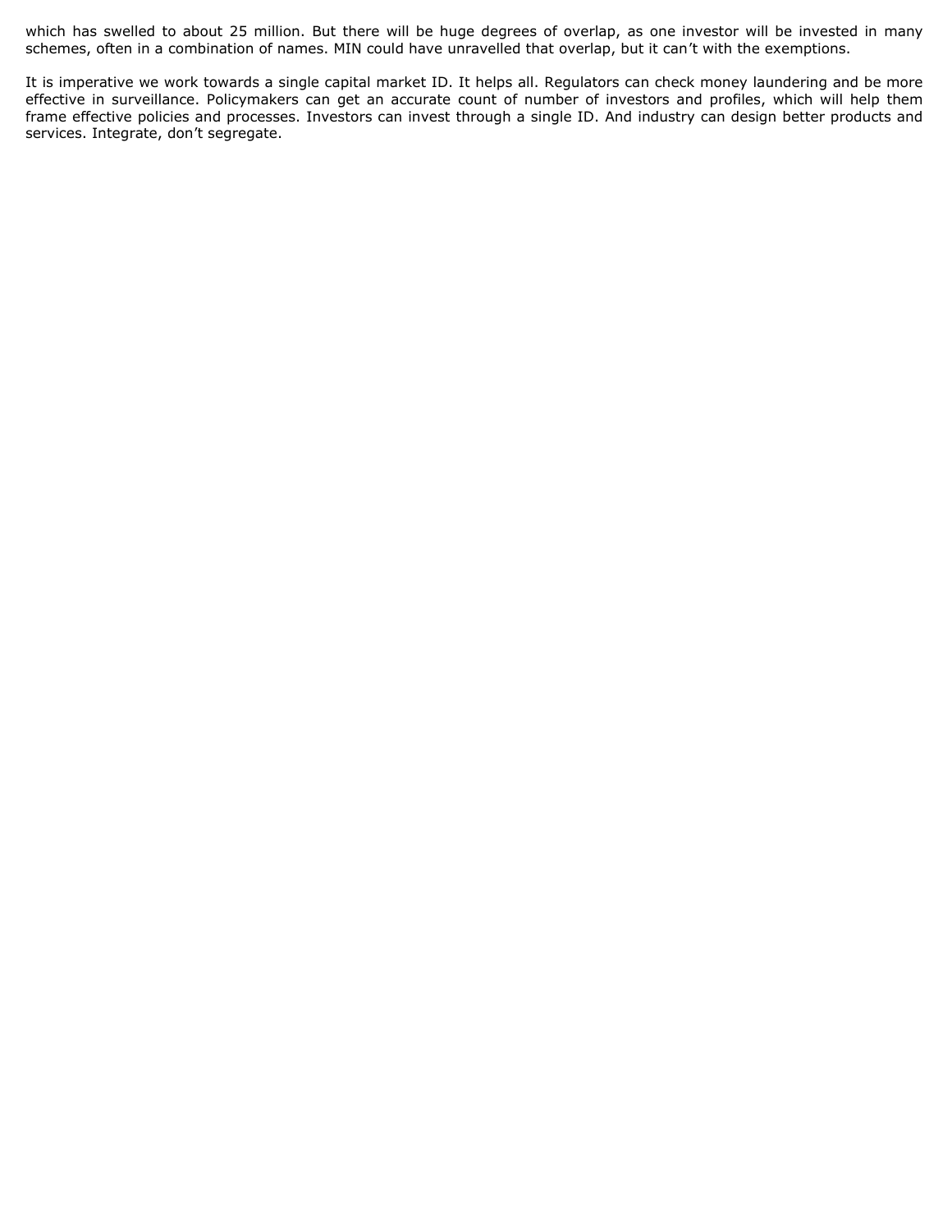which has swelled to about 25 million. But there will be huge degrees of overlap, as one investor will be invested in many schemes, often in a combination of names. MIN could have unravelled that overlap, but it can't with the exemptions.

It is imperative we work towards a single capital market ID. It helps all. Regulators can check money laundering and be more effective in surveillance. Policymakers can get an accurate count of number of investors and profiles, which will help them frame effective policies and processes. Investors can invest through a single ID. And industry can design better products and services. Integrate, don't segregate.